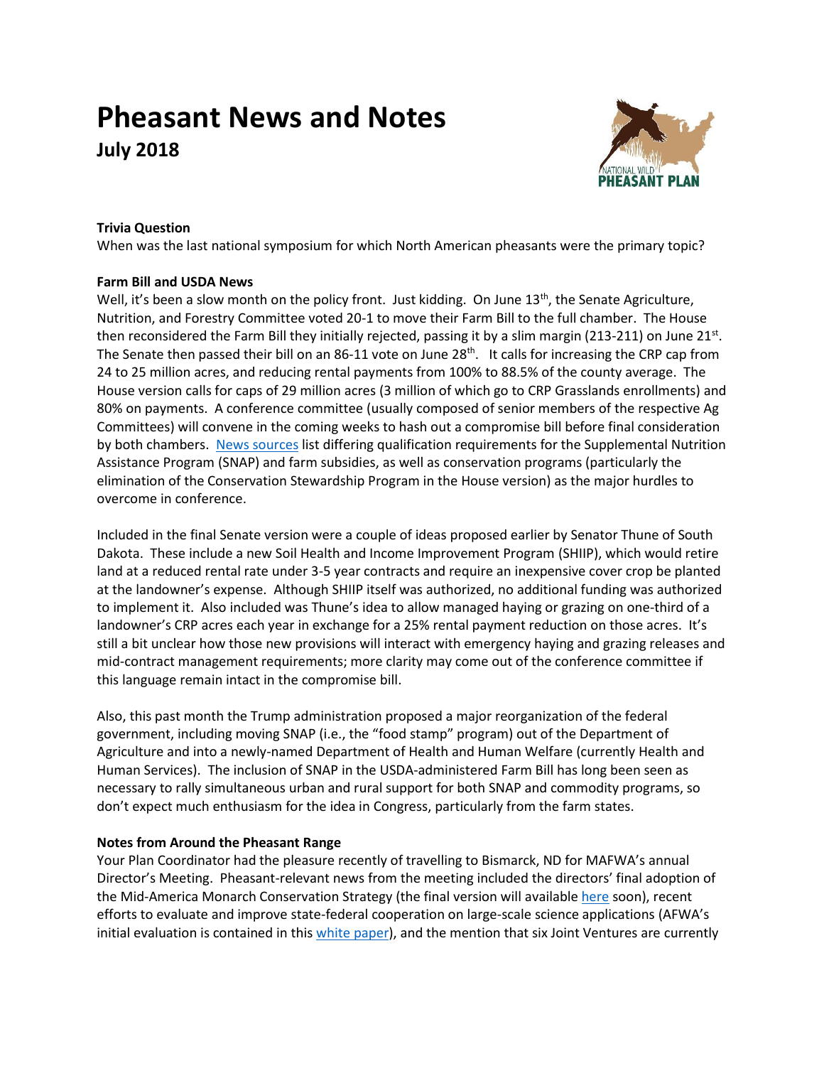# Pheasant News and Notes

## July 2018

**Trivia Question**

When was the last national symposium for which North American pheasants were the primary topic?

**Farm Bill and USDA News**

Well, it's been a slow month on the policy front. Just kidding. On June 13th, the Senate Agriculture, Nutrition, and Forestry Committee voted 20-1 to move their Farm Bill to the full chamber. The House then reconsidered the Farm Bill they initially rejected, passing it by a slim margin (213-211) on June 21st. The Senate then passed their bill on an 86-11 vote on June 28th. It calls for increasing the CRP cap from 24 to 25 million acres, and reducing rental payments from 100% to 88.5% of the county average. The House version calls for caps of 29 million acres (3 million of which go to CRP Grasslands enrollments) and 80% on payments. A conference committee (usually composed of senior members of the respective Ag Committees) will convene in the coming weeks to hash out a compromise bill before final consideration by both chambers. News sources list differing qualification requirements for the Supplemental Nutrition Assistance Program (SNAP) and farm subsidies, as well as conservation programs (particularly the elimination of the Conservation Stewardship Program in the House version) as the major hurdles to overcome in conference.

Included in the final Senate version were a couple of ideas proposed earlier by Senator Thune of South Dakota. These include a new Soil Health and Income Improvement Program (SHIIP), which would retire land at a reduced rental rate under 3-5 year contracts and require an inexpensive cover crop be planted at the landowner's expense. Although SHIIP itself was authorized, no additional funding was authorized to implement it. Also included was Thune's idea to allow managed haying or grazing on one-third of a landowner's CRP acres each year in exchange for a 25% rental payment reduction on those acres. It's still a bit unclear how those new provisions will interact with emergency haying and grazing releases and mid-contract management requirements; more clarity may come out of the conference committee if this language remain intact in the compromise bill.

Also, this past month the Trump administration proposed a major reorganization of the federal government, including moving SNAP (i.e., the "food stamp" program) out of the Department of Agriculture and into a newly-named Department of Health and Human Welfare (currently Health and Human Services). The inclusion of SNAP in the USDA-administered Farm Bill has long been seen as necessary to rally simultaneous urban and rural support for both SNAP and commodity programs, so don't expect much enthusiasm for the idea in Congress, particularly from the farm states.

**Notes from Around the Pheasant Range**

Your Plan Coordinator had the pleasure recently of travelling to Bismarck, ND for MAFWA's annual Director's Meeting. Pheasant-relevant news from the meeting included the directors' final adoption of the Mid-America Monarch Conservation Strategy (the final version will available here soon), recent efforts to evaluate and improve state-federal cooperation on large-scale science applications (AFWA's initial evaluation is contained in this white paper), and the mention that six Joint Ventures are currently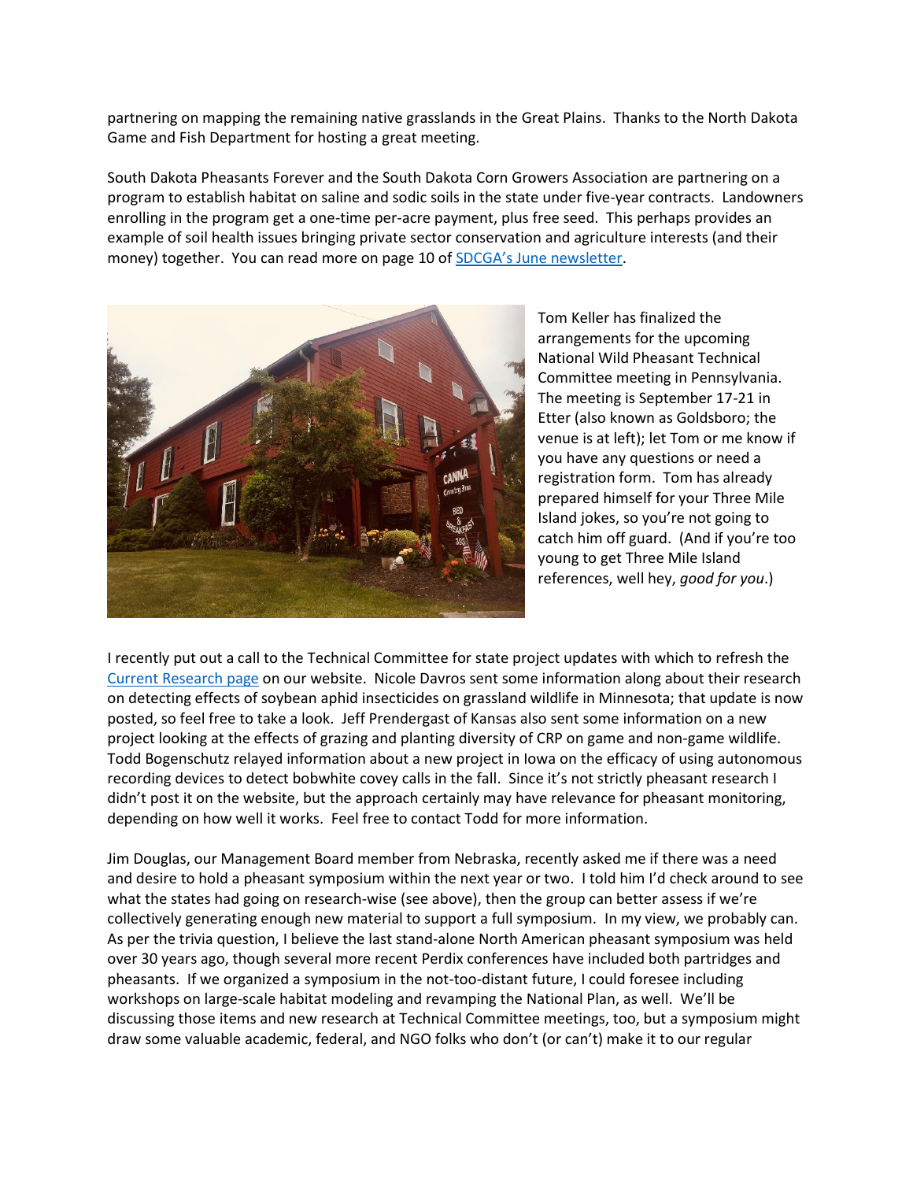partnering on mapping the remaining native grasslands in the Great Plains. Thanks to the North Dakota Game and Fish Department for hosting a great meeting.

South Dakota Pheasants Forever and the South Dakota Corn Growers Association are partnering on a program to establish habitat on saline and sodic soils in the state under five-year contracts. Landowners enrolling in the program get a one-time per-acre payment, plus free seed. This perhaps provides an example of soil health issues bringing private sector conservation and agriculture interests (and their money) together. You can read more on page 10 of SDCGA's June newsletter.

Tom Keller has finalized the arrangements for the upcoming National Wild Pheasant Technical Committee meeting in Pennsylvania. The meeting is September 17-21 in Etter (also known as Goldsboro; the venue is at left); let Tom or me know if you have any questions or need a registration form. Tom has already prepared himself for your Three Mile Island jokes, so you're not going to catch him off guard. (And if you're too young to get Three Mile Island references, well hey, *good for you*.)

I recently put out a call to the Technical Committee for state project updates with which to refresh the Current Research page on our website. Nicole Davros sent some information along about their research on detecting effects of soybean aphid insecticides on grassland wildlife in Minnesota; that update is now posted, so feel free to take a look. Jeff Prendergast of Kansas also sent some information on a new project looking at the effects of grazing and planting diversity of CRP on game and non-game wildlife. Todd Bogenschutz relayed information about a new project in Iowa on the efficacy of using autonomous recording devices to detect bobwhite covey calls in the fall. Since it's not strictly pheasant research I didn't post it on the website, but the approach certainly may have relevance for pheasant monitoring, depending on how well it works. Feel free to contact Todd for more information.

Jim Douglas, our Management Board member from Nebraska, recently asked me if there was a need and desire to hold a pheasant symposium within the next year or two. I told him I'd check around to see what the states had going on research-wise (see above), then the group can better assess if we're collectively generating enough new material to support a full symposium. In my view, we probably can. As per the trivia question, I believe the last stand-alone North American pheasant symposium was held over 30 years ago, though several more recent Perdix conferences have included both partridges and pheasants. If we organized a symposium in the not-too-distant future, I could foresee including workshops on large-scale habitat modeling and revamping the National Plan, as well. We'll be discussing those items and new research at Technical Committee meetings, too, but a symposium might draw some valuable academic, federal, and NGO folks who don't (or can't) make it to our regular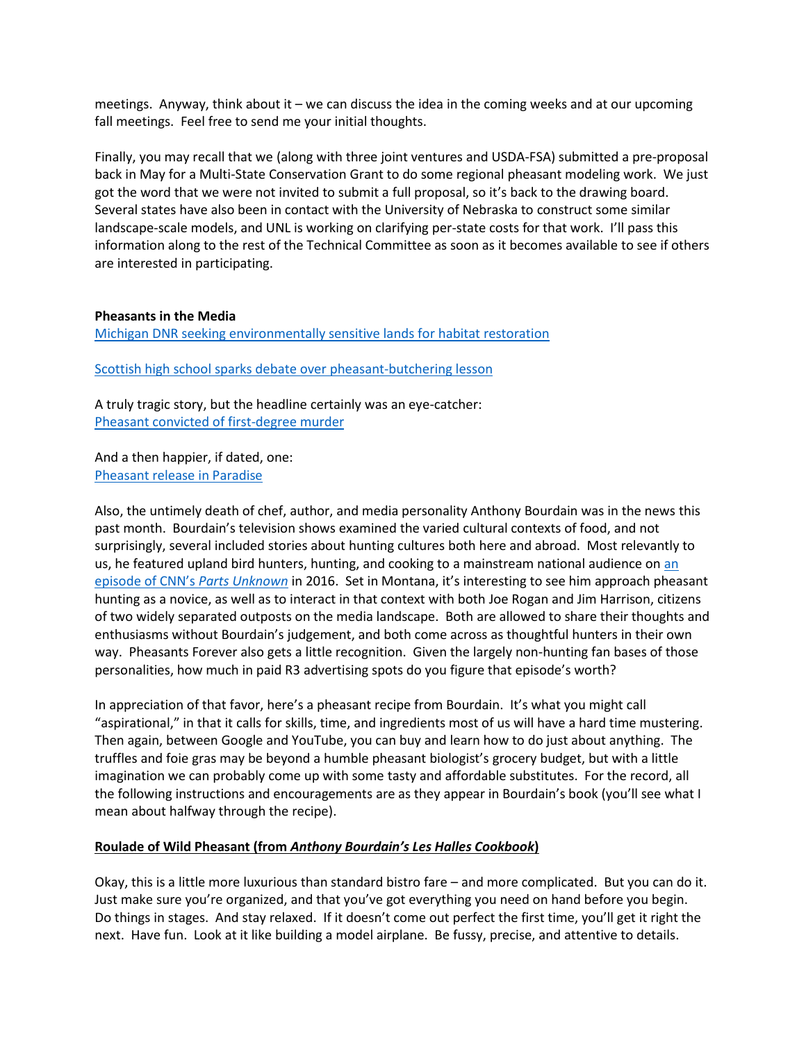meetings. Anyway, think about it – we can discuss the idea in the coming weeks and at our upcoming fall meetings. Feel free to send me your initial thoughts.

Finally, you may recall that we (along with three joint ventures and USDA-FSA) submitted a pre-proposal back in May for a Multi-State Conservation Grant to do some regional pheasant modeling work. We just got the word that we were not invited to submit a full proposal, so it's back to the drawing board. Several states have also been in contact with the University of Nebraska to construct some similar landscape-scale models, and UNL is working on clarifying per-state costs for that work. I'll pass this information along to the rest of the Technical Committee as soon as it becomes available to see if others are interested in participating.

**Pheasants in the Media**

Michigan DNR seeking environmentally sensitive lands for habitat restoration

Scottish high school sparks debate over pheasant-butchering lesson

A truly tragic story, but the headline certainly was an eye-catcher:
Pheasant convicted of first-degree murder

And a then happier, if dated, one:
Pheasant release in Paradise

Also, the untimely death of chef, author, and media personality Anthony Bourdain was in the news this past month. Bourdain's television shows examined the varied cultural contexts of food, and not surprisingly, several included stories about hunting cultures both here and abroad. Most relevantly to us, he featured upland bird hunters, hunting, and cooking to a mainstream national audience on an episode of CNN's *Parts Unknown* in 2016. Set in Montana, it's interesting to see him approach pheasant hunting as a novice, as well as to interact in that context with both Joe Rogan and Jim Harrison, citizens of two widely separated outposts on the media landscape. Both are allowed to share their thoughts and enthusiasms without Bourdain's judgement, and both come across as thoughtful hunters in their own way. Pheasants Forever also gets a little recognition. Given the largely non-hunting fan bases of those personalities, how much in paid R3 advertising spots do you figure that episode's worth?

In appreciation of that favor, here's a pheasant recipe from Bourdain. It's what you might call "aspirational," in that it calls for skills, time, and ingredients most of us will have a hard time mustering. Then again, between Google and YouTube, you can buy and learn how to do just about anything. The truffles and foie gras may be beyond a humble pheasant biologist's grocery budget, but with a little imagination we can probably come up with some tasty and affordable substitutes. For the record, all the following instructions and encouragements are as they appear in Bourdain's book (you'll see what I mean about halfway through the recipe).

**Roulade of Wild Pheasant (from *Anthony Bourdain's Les Halles Cookbook*)**

Okay, this is a little more luxurious than standard bistro fare – and more complicated. But you can do it. Just make sure you're organized, and that you've got everything you need on hand before you begin. Do things in stages. And stay relaxed. If it doesn't come out perfect the first time, you'll get it right the next. Have fun. Look at it like building a model airplane. Be fussy, precise, and attentive to details.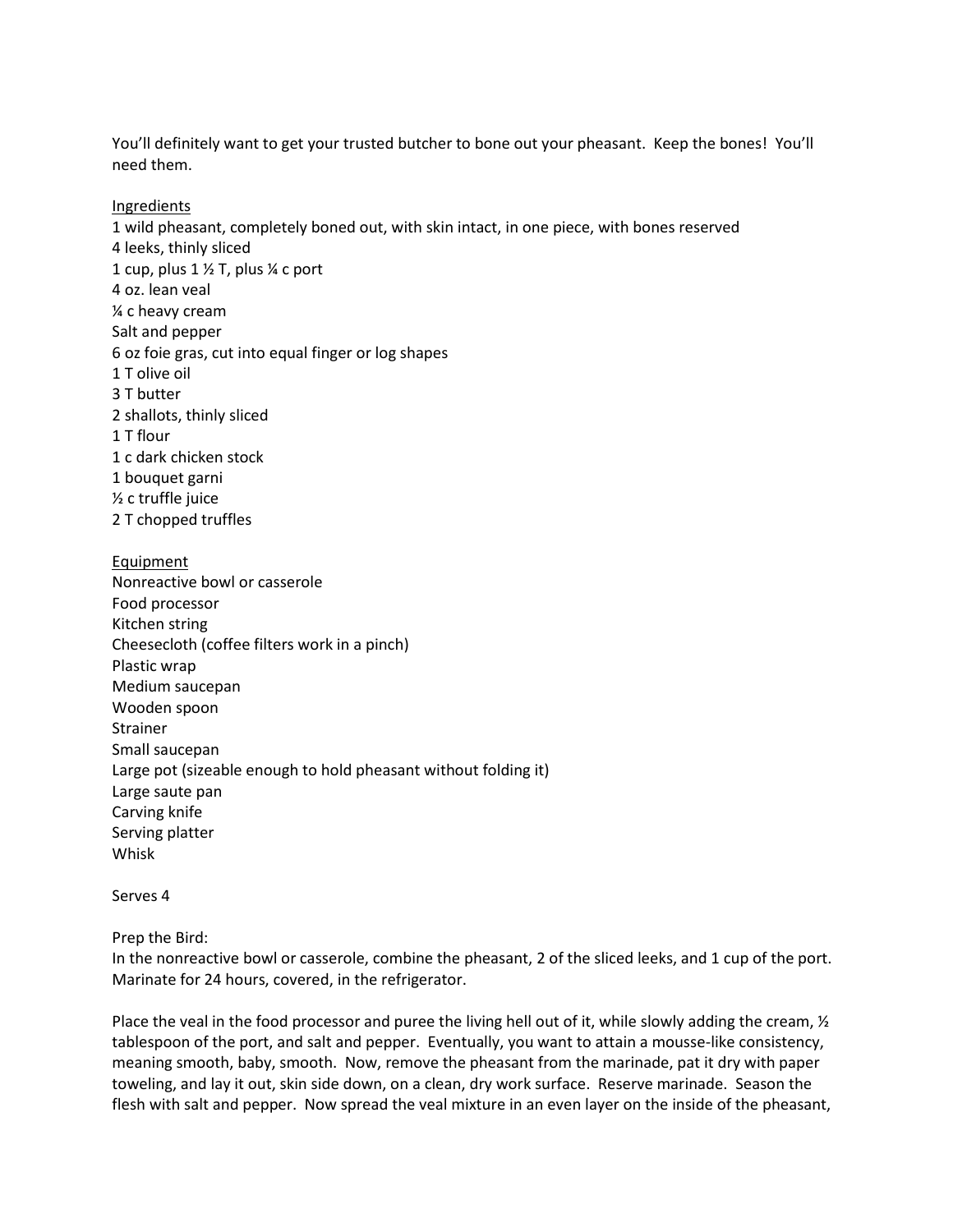You'll definitely want to get your trusted butcher to bone out your pheasant. Keep the bones! You'll need them.

<u>Ingredients</u>
1 wild pheasant, completely boned out, with skin intact, in one piece, with bones reserved
4 leeks, thinly sliced
1 cup, plus 1 ½ T, plus ¼ c port
4 oz. lean veal
¼ c heavy cream
Salt and pepper
6 oz foie gras, cut into equal finger or log shapes
1 T olive oil
3 T butter
2 shallots, thinly sliced
1 T flour
1 c dark chicken stock
1 bouquet garni
½ c truffle juice
2 T chopped truffles

<u>Equipment</u>
Nonreactive bowl or casserole
Food processor
Kitchen string
Cheesecloth (coffee filters work in a pinch)
Plastic wrap
Medium saucepan
Wooden spoon
Strainer
Small saucepan
Large pot (sizeable enough to hold pheasant without folding it)
Large saute pan
Carving knife
Serving platter
Whisk

Serves 4

Prep the Bird:
In the nonreactive bowl or casserole, combine the pheasant, 2 of the sliced leeks, and 1 cup of the port. Marinate for 24 hours, covered, in the refrigerator.

Place the veal in the food processor and puree the living hell out of it, while slowly adding the cream, ½ tablespoon of the port, and salt and pepper. Eventually, you want to attain a mousse-like consistency, meaning smooth, baby, smooth. Now, remove the pheasant from the marinade, pat it dry with paper toweling, and lay it out, skin side down, on a clean, dry work surface. Reserve marinade. Season the flesh with salt and pepper. Now spread the veal mixture in an even layer on the inside of the pheasant,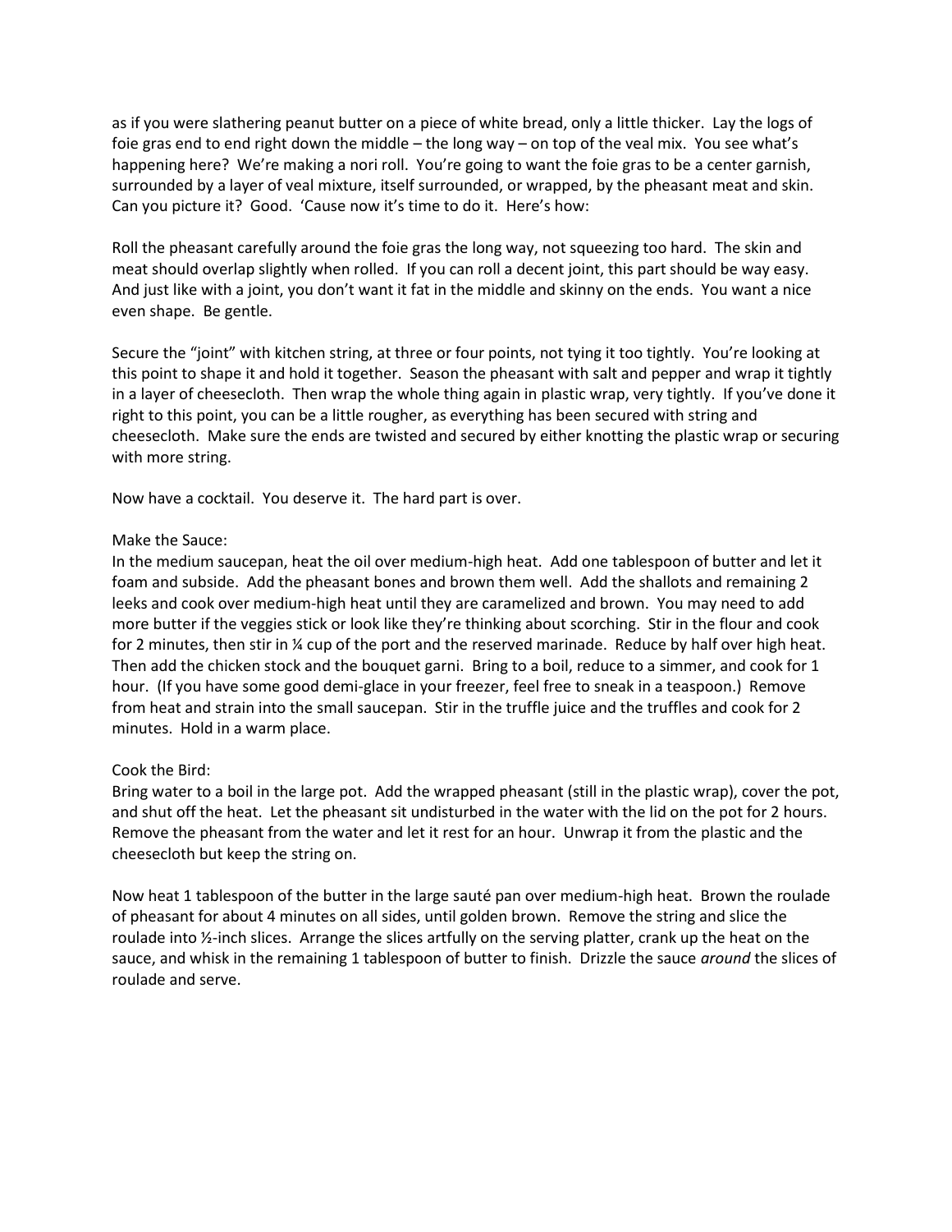as if you were slathering peanut butter on a piece of white bread, only a little thicker. Lay the logs of foie gras end to end right down the middle – the long way – on top of the veal mix. You see what's happening here? We're making a nori roll. You're going to want the foie gras to be a center garnish, surrounded by a layer of veal mixture, itself surrounded, or wrapped, by the pheasant meat and skin. Can you picture it? Good. 'Cause now it's time to do it. Here's how:

Roll the pheasant carefully around the foie gras the long way, not squeezing too hard. The skin and meat should overlap slightly when rolled. If you can roll a decent joint, this part should be way easy. And just like with a joint, you don't want it fat in the middle and skinny on the ends. You want a nice even shape. Be gentle.

Secure the "joint" with kitchen string, at three or four points, not tying it too tightly. You're looking at this point to shape it and hold it together. Season the pheasant with salt and pepper and wrap it tightly in a layer of cheesecloth. Then wrap the whole thing again in plastic wrap, very tightly. If you've done it right to this point, you can be a little rougher, as everything has been secured with string and cheesecloth. Make sure the ends are twisted and secured by either knotting the plastic wrap or securing with more string.

Now have a cocktail. You deserve it. The hard part is over.

Make the Sauce:
In the medium saucepan, heat the oil over medium-high heat. Add one tablespoon of butter and let it foam and subside. Add the pheasant bones and brown them well. Add the shallots and remaining 2 leeks and cook over medium-high heat until they are caramelized and brown. You may need to add more butter if the veggies stick or look like they're thinking about scorching. Stir in the flour and cook for 2 minutes, then stir in ¼ cup of the port and the reserved marinade. Reduce by half over high heat. Then add the chicken stock and the bouquet garni. Bring to a boil, reduce to a simmer, and cook for 1 hour. (If you have some good demi-glace in your freezer, feel free to sneak in a teaspoon.) Remove from heat and strain into the small saucepan. Stir in the truffle juice and the truffles and cook for 2 minutes. Hold in a warm place.

Cook the Bird:
Bring water to a boil in the large pot. Add the wrapped pheasant (still in the plastic wrap), cover the pot, and shut off the heat. Let the pheasant sit undisturbed in the water with the lid on the pot for 2 hours. Remove the pheasant from the water and let it rest for an hour. Unwrap it from the plastic and the cheesecloth but keep the string on.

Now heat 1 tablespoon of the butter in the large sauté pan over medium-high heat. Brown the roulade of pheasant for about 4 minutes on all sides, until golden brown. Remove the string and slice the roulade into ½-inch slices. Arrange the slices artfully on the serving platter, crank up the heat on the sauce, and whisk in the remaining 1 tablespoon of butter to finish. Drizzle the sauce *around* the slices of roulade and serve.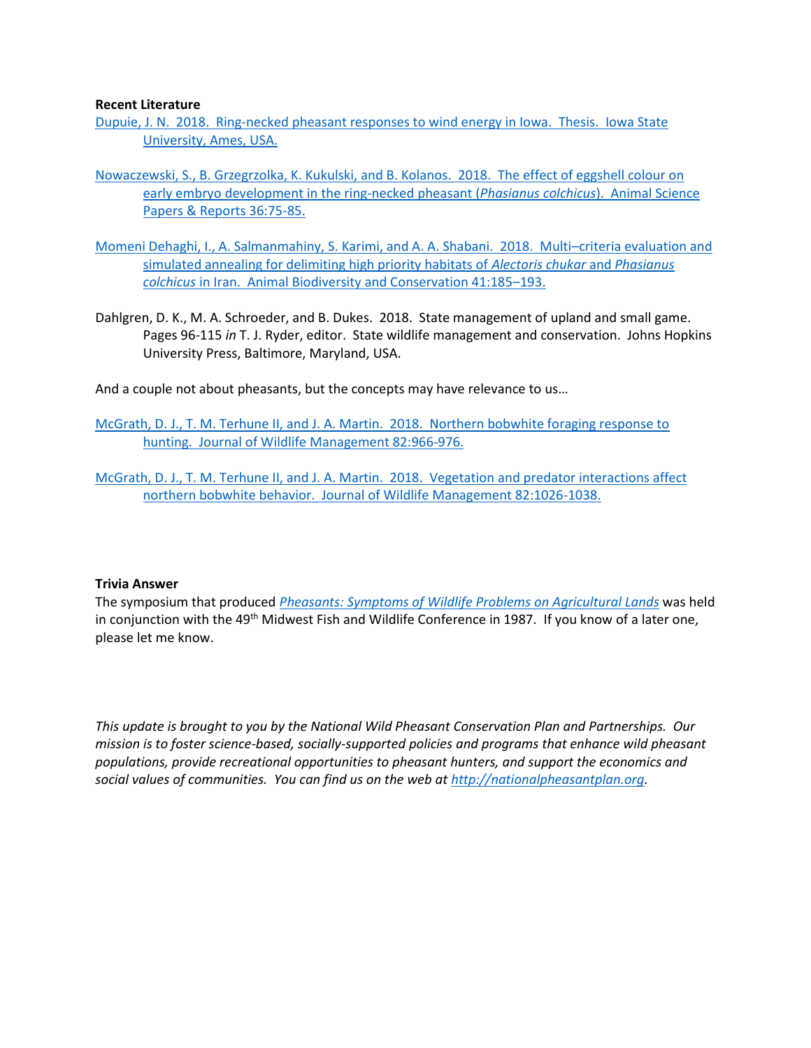**Recent Literature**

Dupuie, J. N. 2018. Ring-necked pheasant responses to wind energy in Iowa. Thesis. Iowa State University, Ames, USA.

Nowaczewski, S., B. Grzegrzolka, K. Kukulski, and B. Kolanos. 2018. The effect of eggshell colour on early embryo development in the ring-necked pheasant (*Phasianus colchicus*). Animal Science Papers & Reports 36:75-85.

Momeni Dehaghi, I., A. Salmanmahiny, S. Karimi, and A. A. Shabani. 2018. Multi–criteria evaluation and simulated annealing for delimiting high priority habitats of *Alectoris chukar* and *Phasianus colchicus* in Iran. Animal Biodiversity and Conservation 41:185–193.

Dahlgren, D. K., M. A. Schroeder, and B. Dukes. 2018. State management of upland and small game. Pages 96-115 *in* T. J. Ryder, editor. State wildlife management and conservation. Johns Hopkins University Press, Baltimore, Maryland, USA.

And a couple not about pheasants, but the concepts may have relevance to us…

McGrath, D. J., T. M. Terhune II, and J. A. Martin. 2018. Northern bobwhite foraging response to hunting. Journal of Wildlife Management 82:966-976.

McGrath, D. J., T. M. Terhune II, and J. A. Martin. 2018. Vegetation and predator interactions affect northern bobwhite behavior. Journal of Wildlife Management 82:1026-1038.

**Trivia Answer**

The symposium that produced *Pheasants: Symptoms of Wildlife Problems on Agricultural Lands* was held in conjunction with the 49th Midwest Fish and Wildlife Conference in 1987. If you know of a later one, please let me know.

*This update is brought to you by the National Wild Pheasant Conservation Plan and Partnerships. Our mission is to foster science-based, socially-supported policies and programs that enhance wild pheasant populations, provide recreational opportunities to pheasant hunters, and support the economics and social values of communities. You can find us on the web at http://nationalpheasantplan.org.*